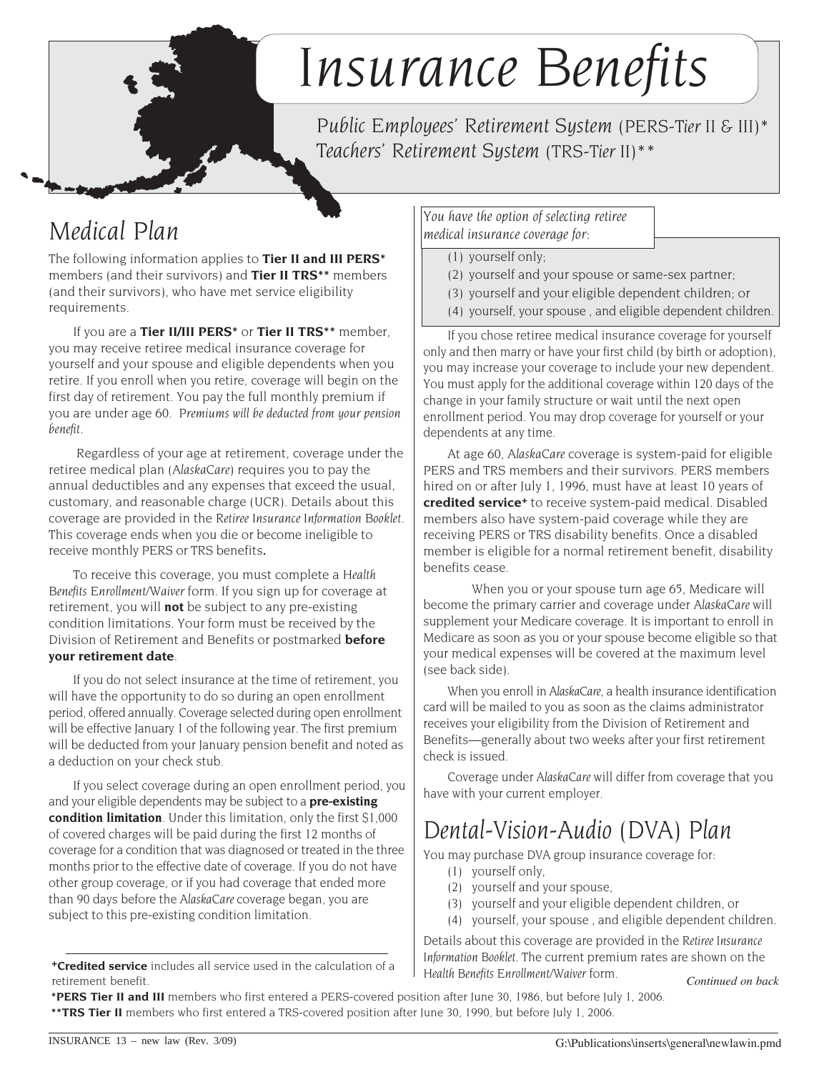# *Insurance Benefits*

*Public Employees' Retirement System* (PERS-Tier II & III)*
*Teachers' Retirement System* (TRS-Tier II)**

## *Medical Plan*

The following information applies to **Tier II and III PERS*** members (and their survivors) and **Tier II TRS**** members (and their survivors), who have met service eligibility requirements.

If you are a **Tier II/III PERS*** or **Tier II TRS**** member, you may receive retiree medical insurance coverage for yourself and your spouse and eligible dependents when you retire. If you enroll when you retire, coverage will begin on the first day of retirement. You pay the full monthly premium if you are under age 60. *Premiums will be deducted from your pension benefit.*

Regardless of your age at retirement, coverage under the retiree medical plan (*AlaskaCare*) requires you to pay the annual deductibles and any expenses that exceed the usual, customary, and reasonable charge (UCR). Details about this coverage are provided in the *Retiree Insurance Information Booklet*. This coverage ends when you die or become ineligible to receive monthly PERS or TRS benefits**.**

To receive this coverage, you must complete a *Health Benefits Enrollment/Waiver* form. If you sign up for coverage at retirement, you will **not** be subject to any pre-existing condition limitations. Your form must be received by the Division of Retirement and Benefits or postmarked **before your retirement date**.

If you do not select insurance at the time of retirement, you will have the opportunity to do so during an open enrollment period, offered annually. Coverage selected during open enrollment will be effective January 1 of the following year. The first premium will be deducted from your January pension benefit and noted as a deduction on your check stub.

If you select coverage during an open enrollment period, you and your eligible dependents may be subject to a **pre-existing condition limitation**. Under this limitation, only the first $1,000 of covered charges will be paid during the first 12 months of coverage for a condition that was diagnosed or treated in the three months prior to the effective date of coverage. If you do not have other group coverage, or if you had coverage that ended more than 90 days before the *AlaskaCare* coverage began, you are subject to this pre-existing condition limitation.

*You have the option of selecting retiree medical insurance coverage for:*

(1) yourself only;
(2) yourself and your spouse or same-sex partner;
(3) yourself and your eligible dependent children; or
(4) yourself, your spouse , and eligible dependent children.

If you chose retiree medical insurance coverage for yourself only and then marry or have your first child (by birth or adoption), you may increase your coverage to include your new dependent. You must apply for the additional coverage within 120 days of the change in your family structure or wait until the next open enrollment period. You may drop coverage for yourself or your dependents at any time.

At age 60, *AlaskaCare* coverage is system-paid for eligible PERS and TRS members and their survivors. PERS members hired on or after July 1, 1996, must have at least 10 years of **credited service⁺** to receive system-paid medical. Disabled members also have system-paid coverage while they are receiving PERS or TRS disability benefits. Once a disabled member is eligible for a normal retirement benefit, disability benefits cease.

When you or your spouse turn age 65, Medicare will become the primary carrier and coverage under *AlaskaCare* will supplement your Medicare coverage. It is important to enroll in Medicare as soon as you or your spouse become eligible so that your medical expenses will be covered at the maximum level (see back side).

When you enroll in *AlaskaCare*, a health insurance identification card will be mailed to you as soon as the claims administrator receives your eligibility from the Division of Retirement and Benefits—generally about two weeks after your first retirement check is issued.

Coverage under *AlaskaCare* will differ from coverage that you have with your current employer.

## *Dental-Vision-Audio* (DVA) *Plan*

You may purchase DVA group insurance coverage for:

(1) yourself only,
(2) yourself and your spouse,
(3) yourself and your eligible dependent children, or
(4) yourself, your spouse , and eligible dependent children.

Details about this coverage are provided in the *Retiree Insurance Information Booklet*. The current premium rates are shown on the *Health Benefits Enrollment/Waiver* form.

*Continued on back*

---

⁺**Credited service** includes all service used in the calculation of a retirement benefit.

***PERS Tier II and III** members who first entered a PERS-covered position after June 30, 1986, but before July 1, 2006.
****TRS Tier II** members who first entered a TRS-covered position after June 30, 1990, but before July 1, 2006.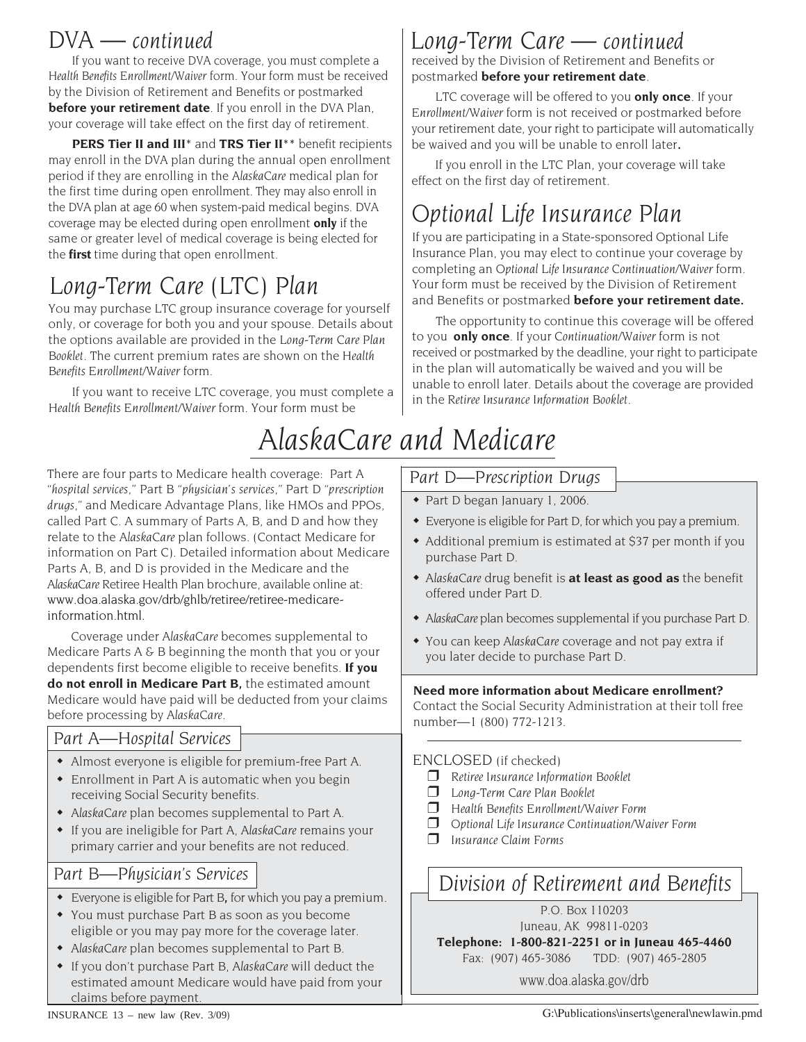## DVA — *continued*

If you want to receive DVA coverage, you must complete a *Health Benefits Enrollment/Waiver* form. Your form must be received by the Division of Retirement and Benefits or postmarked **before your retirement date**. If you enroll in the DVA Plan, your coverage will take effect on the first day of retirement.

**PERS Tier II and III*** and **TRS Tier II**** benefit recipients may enroll in the DVA plan during the annual open enrollment period if they are enrolling in the *AlaskaCare* medical plan for the first time during open enrollment. They may also enroll in the DVA plan at age 60 when system-paid medical begins. DVA coverage may be elected during open enrollment **only** if the same or greater level of medical coverage is being elected for the **first** time during that open enrollment.

## *Long-Term Care* (LTC) *Plan*

You may purchase LTC group insurance coverage for yourself only, or coverage for both you and your spouse. Details about the options available are provided in the *Long-Term Care Plan Booklet*. The current premium rates are shown on the *Health Benefits Enrollment/Waiver* form.

If you want to receive LTC coverage, you must complete a *Health Benefits Enrollment/Waiver* form. Your form must be received by the Division of Retirement and Benefits or postmarked **before your retirement date**.

LTC coverage will be offered to you **only once**. If your *Enrollment/Waiver* form is not received or postmarked before your retirement date, your right to participate will automatically be waived and you will be unable to enroll later**.**

If you enroll in the LTC Plan, your coverage will take effect on the first day of retirement.

## *Optional Life Insurance Plan*

If you are participating in a State-sponsored Optional Life Insurance Plan, you may elect to continue your coverage by completing an *Optional Life Insurance Continuation/Waiver* form. Your form must be received by the Division of Retirement and Benefits or postmarked **before your retirement date.**

The opportunity to continue this coverage will be offered to you **only once**. If your *Continuation/Waiver* form is not received or postmarked by the deadline, your right to participate in the plan will automatically be waived and you will be unable to enroll later. Details about the coverage are provided in the *Retiree Insurance Information Booklet*.

# *AlaskaCare and Medicare*

There are four parts to Medicare health coverage: Part A "*hospital services*," Part B "*physician's services*," Part D "*prescription drugs*," and Medicare Advantage Plans, like HMOs and PPOs, called Part C. A summary of Parts A, B, and D and how they relate to the *AlaskaCare* plan follows. (Contact Medicare for information on Part C). Detailed information about Medicare Parts A, B, and D is provided in the Medicare and the *AlaskaCare* Retiree Health Plan brochure, available online at: www.doa.alaska.gov/drb/ghlb/retiree/retiree-medicare-information.html.

Coverage under *AlaskaCare* becomes supplemental to Medicare Parts A & B beginning the month that you or your dependents first become eligible to receive benefits. **If you do not enroll in Medicare Part B,** the estimated amount Medicare would have paid will be deducted from your claims before processing by *AlaskaCare*.

### *Part A—Hospital Services*

- Almost everyone is eligible for premium-free Part A.
- Enrollment in Part A is automatic when you begin receiving Social Security benefits.
- *AlaskaCare* plan becomes supplemental to Part A.
- If you are ineligible for Part A, *AlaskaCare* remains your primary carrier and your benefits are not reduced.

### *Part B—Physician's Services*

- Everyone is eligible for Part B, for which you pay a premium.
- You must purchase Part B as soon as you become eligible or you may pay more for the coverage later.
- *AlaskaCare* plan becomes supplemental to Part B.
- If you don't purchase Part B, *AlaskaCare* will deduct the estimated amount Medicare would have paid from your claims before payment.

### *Part D—Prescription Drugs*

- Part D began January 1, 2006.
- Everyone is eligible for Part D, for which you pay a premium.
- Additional premium is estimated at $37 per month if you purchase Part D.
- *AlaskaCare* drug benefit is **at least as good as** the benefit offered under Part D.
- *AlaskaCare* plan becomes supplemental if you purchase Part D.
- You can keep *AlaskaCare* coverage and not pay extra if you later decide to purchase Part D.

**Need more information about Medicare enrollment?**
Contact the Social Security Administration at their toll free number—1 (800) 772-1213.

ENCLOSED (if checked)

- ❒ *Retiree Insurance Information Booklet*
- ❒ *Long-Term Care Plan Booklet*
- ❒ *Health Benefits Enrollment/Waiver Form*
- ❒ *Optional Life Insurance Continuation/Waiver Form*
- ❒ *Insurance Claim Forms*

## *Division of Retirement and Benefits*

P.O. Box 110203
Juneau, AK 99811-0203
**Telephone: 1-800-821-2251 or in Juneau 465-4460**
Fax: (907) 465-3086 TDD: (907) 465-2805
www.doa.alaska.gov/drb

INSURANCE 13 – new law (Rev. 3/09) G:\Publications\inserts\general\newlawin.pmd